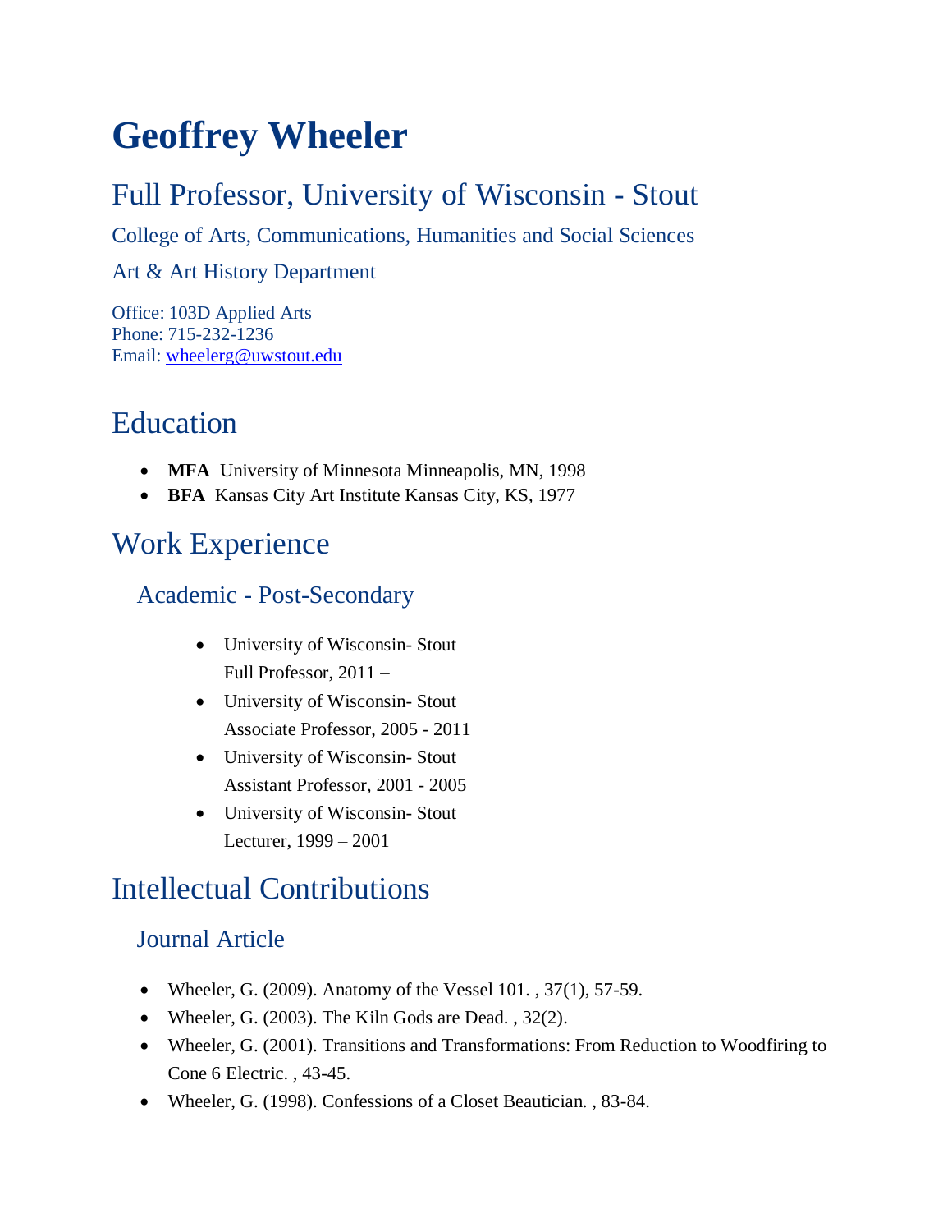# Geoffrey Wheeler

## Full Professor, University of Wisconsin - Stout

### College of Arts, Communications, Humanities and Social Sciences

### Art & Art History Department

Office: 103D Applied Arts
Phone: 715-232-1236
Email: wheelerg@uwstout.edu

## Education

- **MFA** University of Minnesota Minneapolis, MN, 1998
- **BFA** Kansas City Art Institute Kansas City, KS, 1977

## Work Experience

### Academic - Post-Secondary

- University of Wisconsin- Stout
  Full Professor, 2011 –
- University of Wisconsin- Stout
  Associate Professor, 2005 - 2011
- University of Wisconsin- Stout
  Assistant Professor, 2001 - 2005
- University of Wisconsin- Stout
  Lecturer, 1999 – 2001

## Intellectual Contributions

### Journal Article

- Wheeler, G. (2009). Anatomy of the Vessel 101. , 37(1), 57-59.
- Wheeler, G. (2003). The Kiln Gods are Dead. , 32(2).
- Wheeler, G. (2001). Transitions and Transformations: From Reduction to Woodfiring to Cone 6 Electric. , 43-45.
- Wheeler, G. (1998). Confessions of a Closet Beautician. , 83-84.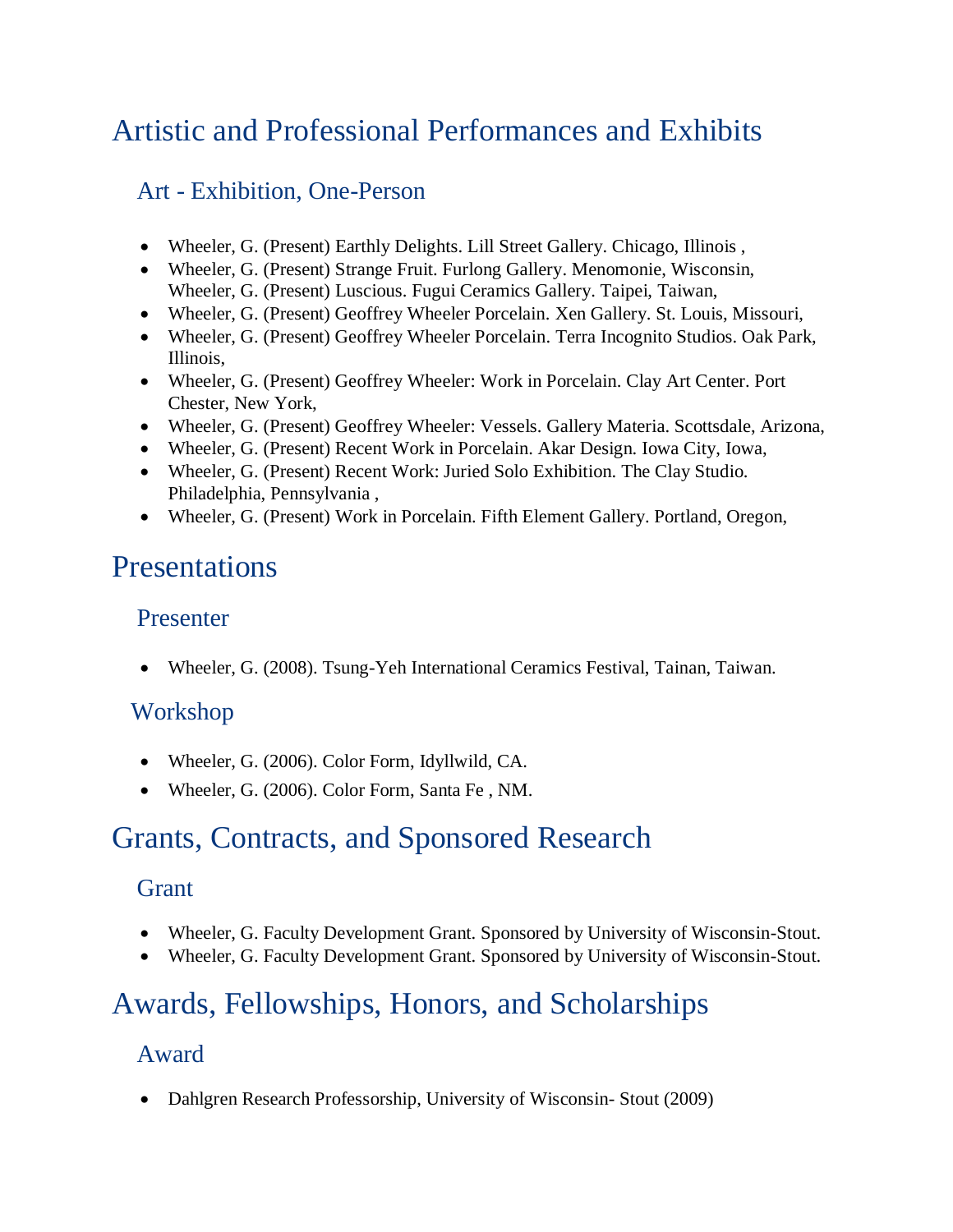# Artistic and Professional Performances and Exhibits

## Art - Exhibition, One-Person

- Wheeler, G. (Present) Earthly Delights. Lill Street Gallery. Chicago, Illinois ,
- Wheeler, G. (Present) Strange Fruit. Furlong Gallery. Menomonie, Wisconsin, Wheeler, G. (Present) Luscious. Fugui Ceramics Gallery. Taipei, Taiwan,
- Wheeler, G. (Present) Geoffrey Wheeler Porcelain. Xen Gallery. St. Louis, Missouri,
- Wheeler, G. (Present) Geoffrey Wheeler Porcelain. Terra Incognito Studios. Oak Park, Illinois,
- Wheeler, G. (Present) Geoffrey Wheeler: Work in Porcelain. Clay Art Center. Port Chester, New York,
- Wheeler, G. (Present) Geoffrey Wheeler: Vessels. Gallery Materia. Scottsdale, Arizona,
- Wheeler, G. (Present) Recent Work in Porcelain. Akar Design. Iowa City, Iowa,
- Wheeler, G. (Present) Recent Work: Juried Solo Exhibition. The Clay Studio. Philadelphia, Pennsylvania ,
- Wheeler, G. (Present) Work in Porcelain. Fifth Element Gallery. Portland, Oregon,

# Presentations

## Presenter

- Wheeler, G. (2008). Tsung-Yeh International Ceramics Festival, Tainan, Taiwan.

## Workshop

- Wheeler, G. (2006). Color Form, Idyllwild, CA.
- Wheeler, G. (2006). Color Form, Santa Fe , NM.

# Grants, Contracts, and Sponsored Research

## Grant

- Wheeler, G. Faculty Development Grant. Sponsored by University of Wisconsin-Stout.
- Wheeler, G. Faculty Development Grant. Sponsored by University of Wisconsin-Stout.

# Awards, Fellowships, Honors, and Scholarships

## Award

- Dahlgren Research Professorship, University of Wisconsin- Stout (2009)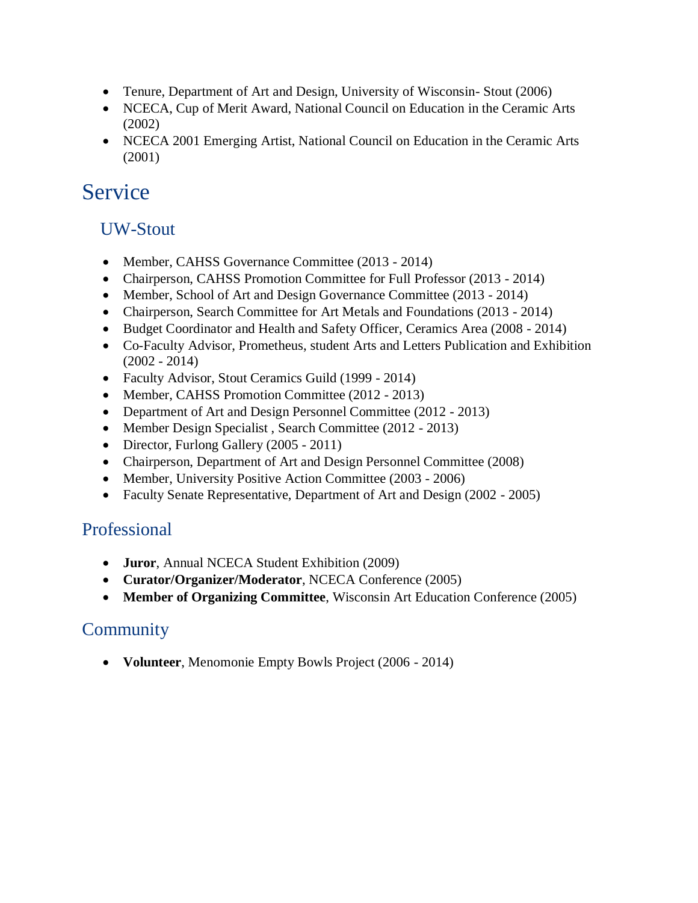- Tenure, Department of Art and Design, University of Wisconsin- Stout (2006)
- NCECA, Cup of Merit Award, National Council on Education in the Ceramic Arts (2002)
- NCECA 2001 Emerging Artist, National Council on Education in the Ceramic Arts (2001)

# Service

## UW-Stout

- Member, CAHSS Governance Committee (2013 - 2014)
- Chairperson, CAHSS Promotion Committee for Full Professor (2013 - 2014)
- Member, School of Art and Design Governance Committee (2013 - 2014)
- Chairperson, Search Committee for Art Metals and Foundations (2013 - 2014)
- Budget Coordinator and Health and Safety Officer, Ceramics Area (2008 - 2014)
- Co-Faculty Advisor, Prometheus, student Arts and Letters Publication and Exhibition (2002 - 2014)
- Faculty Advisor, Stout Ceramics Guild (1999 - 2014)
- Member, CAHSS Promotion Committee (2012 - 2013)
- Department of Art and Design Personnel Committee (2012 - 2013)
- Member Design Specialist , Search Committee (2012 - 2013)
- Director, Furlong Gallery (2005 - 2011)
- Chairperson, Department of Art and Design Personnel Committee (2008)
- Member, University Positive Action Committee (2003 - 2006)
- Faculty Senate Representative, Department of Art and Design (2002 - 2005)

## Professional

- **Juror**, Annual NCECA Student Exhibition (2009)
- **Curator/Organizer/Moderator**, NCECA Conference (2005)
- **Member of Organizing Committee**, Wisconsin Art Education Conference (2005)

## Community

- **Volunteer**, Menomonie Empty Bowls Project (2006 - 2014)